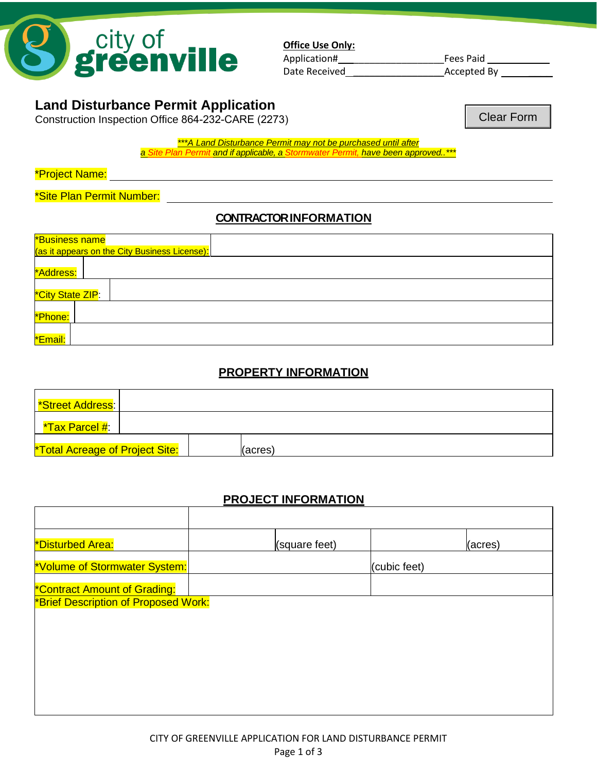city of greenville

**Office Use Only:**

Application#\_\_\_\_\_\_\_\_\_\_\_\_\_\_\_\_\_\_\_\_ Fees Paid \_\_\_\_\_\_\_\_\_\_\_\_

Date Received\_\_\_\_\_\_\_\_\_\_\_\_\_\_\_\_\_\_\_\_ Accepted By \_\_\_\_\_\_\_\_\_\_

# Land Disturbance Permit Application

Construction Inspection Office 864-232-CARE (2273)

Clear Form

***\*\*\*A Land Disturbance Permit may not be purchased until after a Site Plan Permit and if applicable, a Stormwater Permit, have been approved..\*\*\****

*Project Name: \_\_\_\_\_\_\_\_\_\_\_\_\_\_\_\_\_\_\_\_\_\_\_\_\_\_\_\_\_\_\_\_\_\_\_\_\_\_\_\_

*Site Plan Permit Number: \_\_\_\_\_\_\_\_\_\_\_\_\_\_\_\_\_\_\_\_\_\_\_\_\_\_\_\_\_\_\_\_\_\_\_\_\_\_\_\_

## CONTRACTOR INFORMATION

| | |
|---|---|
| *Business name (as it appears on the City Business License): | |
| *Address: | |
| *City State ZIP: | |
| *Phone: | |
| *Email: | |

## PROPERTY INFORMATION

| | | |
|---|---|---|
| *Street Address: | | |
| *Tax Parcel #: | | |
| *Total Acreage of Project Site: | | (acres) |

## PROJECT INFORMATION

| | | | | |
|---|---|---|---|---|
| | | | | |
| *Disturbed Area: | | (square feet) | | (acres) |
| *Volume of Stormwater System: | | | (cubic feet) | |
| *Contract Amount of Grading: | | | | |

*Brief Description of Proposed Work: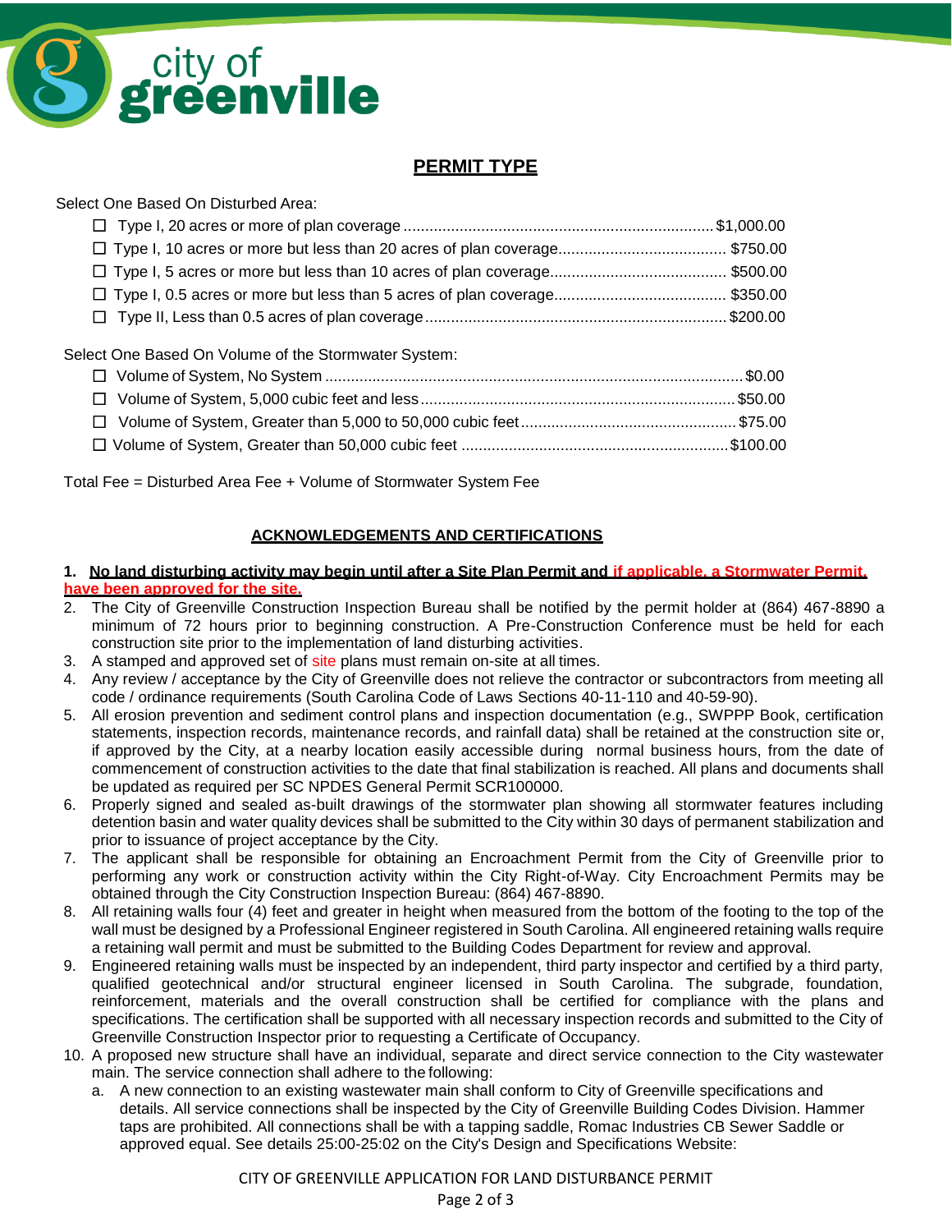## PERMIT TYPE

Select One Based On Disturbed Area:

- ☐ Type I, 20 acres or more of plan coverage ........................................................................ $1,000.00
- ☐ Type I, 10 acres or more but less than 20 acres of plan coverage....................................... $750.00
- ☐ Type I, 5 acres or more but less than 10 acres of plan coverage......................................... $500.00
- ☐ Type I, 0.5 acres or more but less than 5 acres of plan coverage........................................ $350.00
- ☐ Type II, Less than 0.5 acres of plan coverage ...................................................................... $200.00

Select One Based On Volume of the Stormwater System:

- ☐ Volume of System, No System ................................................................................................ $0.00
- ☐ Volume of System, 5,000 cubic feet and less ......................................................................... $50.00
- ☐ Volume of System, Greater than 5,000 to 50,000 cubic feet .................................................. $75.00
- ☐ Volume of System, Greater than 50,000 cubic feet .............................................................. $100.00

Total Fee = Disturbed Area Fee + Volume of Stormwater System Fee

## ACKNOWLEDGEMENTS AND CERTIFICATIONS

1. **No land disturbing activity may begin until after a Site Plan Permit and if applicable, a Stormwater Permit, have been approved for the site.**
2. The City of Greenville Construction Inspection Bureau shall be notified by the permit holder at (864) 467-8890 a minimum of 72 hours prior to beginning construction. A Pre-Construction Conference must be held for each construction site prior to the implementation of land disturbing activities.
3. A stamped and approved set of site plans must remain on-site at all times.
4. Any review / acceptance by the City of Greenville does not relieve the contractor or subcontractors from meeting all code / ordinance requirements (South Carolina Code of Laws Sections 40-11-110 and 40-59-90).
5. All erosion prevention and sediment control plans and inspection documentation (e.g., SWPPP Book, certification statements, inspection records, maintenance records, and rainfall data) shall be retained at the construction site or, if approved by the City, at a nearby location easily accessible during normal business hours, from the date of commencement of construction activities to the date that final stabilization is reached. All plans and documents shall be updated as required per SC NPDES General Permit SCR100000.
6. Properly signed and sealed as-built drawings of the stormwater plan showing all stormwater features including detention basin and water quality devices shall be submitted to the City within 30 days of permanent stabilization and prior to issuance of project acceptance by the City.
7. The applicant shall be responsible for obtaining an Encroachment Permit from the City of Greenville prior to performing any work or construction activity within the City Right-of-Way. City Encroachment Permits may be obtained through the City Construction Inspection Bureau: (864) 467-8890.
8. All retaining walls four (4) feet and greater in height when measured from the bottom of the footing to the top of the wall must be designed by a Professional Engineer registered in South Carolina. All engineered retaining walls require a retaining wall permit and must be submitted to the Building Codes Department for review and approval.
9. Engineered retaining walls must be inspected by an independent, third party inspector and certified by a third party, qualified geotechnical and/or structural engineer licensed in South Carolina. The subgrade, foundation, reinforcement, materials and the overall construction shall be certified for compliance with the plans and specifications. The certification shall be supported with all necessary inspection records and submitted to the City of Greenville Construction Inspector prior to requesting a Certificate of Occupancy.
10. A proposed new structure shall have an individual, separate and direct service connection to the City wastewater main. The service connection shall adhere to the following:
    a. A new connection to an existing wastewater main shall conform to City of Greenville specifications and details. All service connections shall be inspected by the City of Greenville Building Codes Division. Hammer taps are prohibited. All connections shall be with a tapping saddle, Romac Industries CB Sewer Saddle or approved equal. See details 25:00-25:02 on the City's Design and Specifications Website: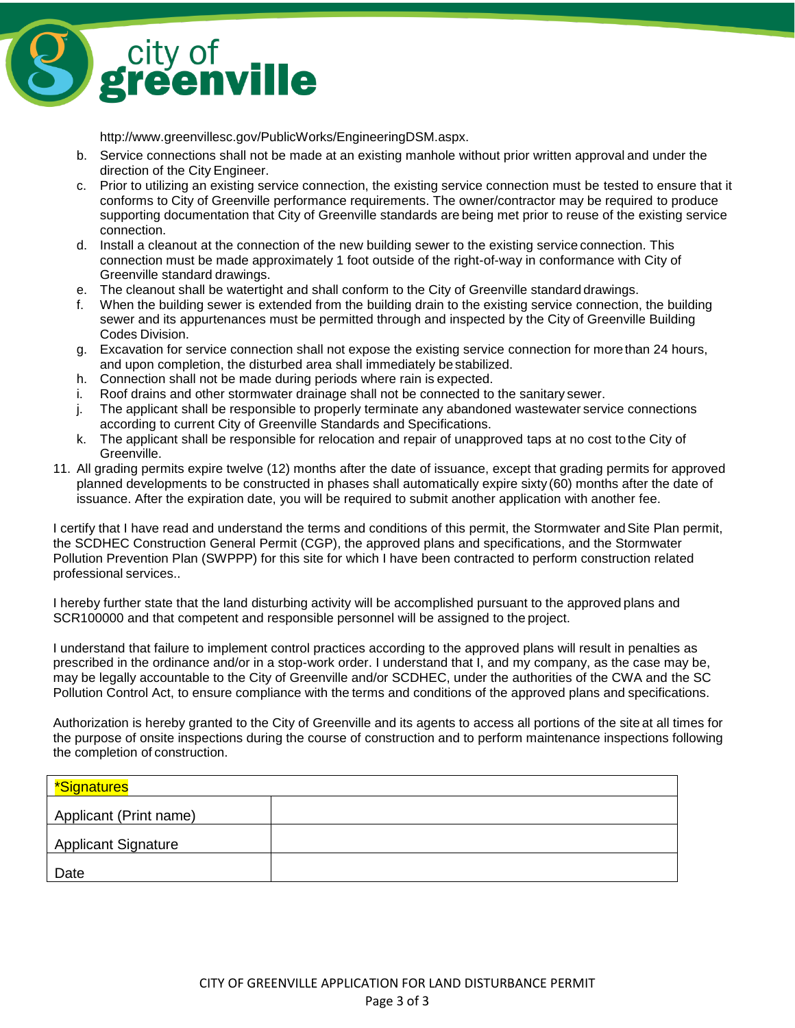http://www.greenvillesc.gov/PublicWorks/EngineeringDSM.aspx.

b. Service connections shall not be made at an existing manhole without prior written approval and under the direction of the City Engineer.
c. Prior to utilizing an existing service connection, the existing service connection must be tested to ensure that it conforms to City of Greenville performance requirements. The owner/contractor may be required to produce supporting documentation that City of Greenville standards are being met prior to reuse of the existing service connection.
d. Install a cleanout at the connection of the new building sewer to the existing service connection. This connection must be made approximately 1 foot outside of the right-of-way in conformance with City of Greenville standard drawings.
e. The cleanout shall be watertight and shall conform to the City of Greenville standard drawings.
f. When the building sewer is extended from the building drain to the existing service connection, the building sewer and its appurtenances must be permitted through and inspected by the City of Greenville Building Codes Division.
g. Excavation for service connection shall not expose the existing service connection for more than 24 hours, and upon completion, the disturbed area shall immediately be stabilized.
h. Connection shall not be made during periods where rain is expected.
i. Roof drains and other stormwater drainage shall not be connected to the sanitary sewer.
j. The applicant shall be responsible to properly terminate any abandoned wastewater service connections according to current City of Greenville Standards and Specifications.
k. The applicant shall be responsible for relocation and repair of unapproved taps at no cost to the City of Greenville.

11. All grading permits expire twelve (12) months after the date of issuance, except that grading permits for approved planned developments to be constructed in phases shall automatically expire sixty (60) months after the date of issuance. After the expiration date, you will be required to submit another application with another fee.

I certify that I have read and understand the terms and conditions of this permit, the Stormwater and Site Plan permit, the SCDHEC Construction General Permit (CGP), the approved plans and specifications, and the Stormwater Pollution Prevention Plan (SWPPP) for this site for which I have been contracted to perform construction related professional services..

I hereby further state that the land disturbing activity will be accomplished pursuant to the approved plans and SCR100000 and that competent and responsible personnel will be assigned to the project.

I understand that failure to implement control practices according to the approved plans will result in penalties as prescribed in the ordinance and/or in a stop-work order. I understand that I, and my company, as the case may be, may be legally accountable to the City of Greenville and/or SCDHEC, under the authorities of the CWA and the SC Pollution Control Act, to ensure compliance with the terms and conditions of the approved plans and specifications.

Authorization is hereby granted to the City of Greenville and its agents to access all portions of the site at all times for the purpose of onsite inspections during the course of construction and to perform maintenance inspections following the completion of construction.

| *Signatures | |
| --- | --- |
| Applicant (Print name) | |
| Applicant Signature | |
| Date | |

CITY OF GREENVILLE APPLICATION FOR LAND DISTURBANCE PERMIT